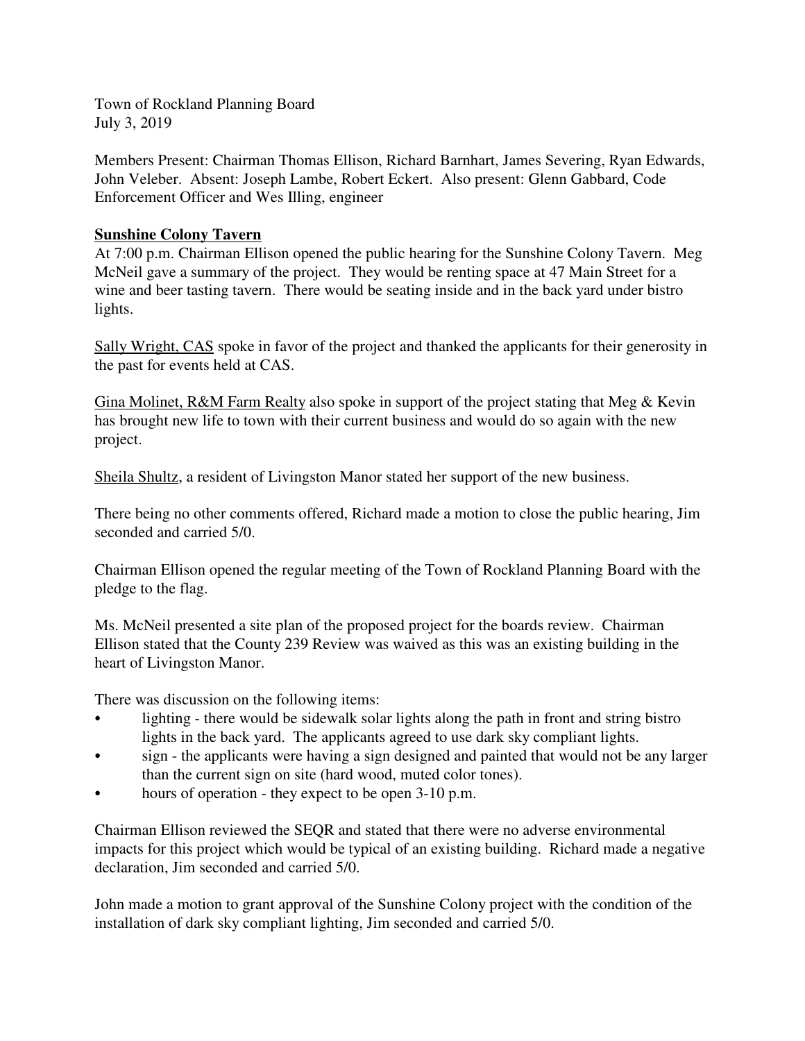Town of Rockland Planning Board
July 3, 2019

Members Present: Chairman Thomas Ellison, Richard Barnhart, James Severing, Ryan Edwards, John Veleber. Absent: Joseph Lambe, Robert Eckert. Also present: Glenn Gabbard, Code Enforcement Officer and Wes Illing, engineer

**Sunshine Colony Tavern**

At 7:00 p.m. Chairman Ellison opened the public hearing for the Sunshine Colony Tavern. Meg McNeil gave a summary of the project. They would be renting space at 47 Main Street for a wine and beer tasting tavern. There would be seating inside and in the back yard under bistro lights.

Sally Wright, CAS spoke in favor of the project and thanked the applicants for their generosity in the past for events held at CAS.

Gina Molinet, R&M Farm Realty also spoke in support of the project stating that Meg & Kevin has brought new life to town with their current business and would do so again with the new project.

Sheila Shultz, a resident of Livingston Manor stated her support of the new business.

There being no other comments offered, Richard made a motion to close the public hearing, Jim seconded and carried 5/0.

Chairman Ellison opened the regular meeting of the Town of Rockland Planning Board with the pledge to the flag.

Ms. McNeil presented a site plan of the proposed project for the boards review. Chairman Ellison stated that the County 239 Review was waived as this was an existing building in the heart of Livingston Manor.

There was discussion on the following items:

- lighting - there would be sidewalk solar lights along the path in front and string bistro lights in the back yard. The applicants agreed to use dark sky compliant lights.
- sign - the applicants were having a sign designed and painted that would not be any larger than the current sign on site (hard wood, muted color tones).
- hours of operation - they expect to be open 3-10 p.m.

Chairman Ellison reviewed the SEQR and stated that there were no adverse environmental impacts for this project which would be typical of an existing building. Richard made a negative declaration, Jim seconded and carried 5/0.

John made a motion to grant approval of the Sunshine Colony project with the condition of the installation of dark sky compliant lighting, Jim seconded and carried 5/0.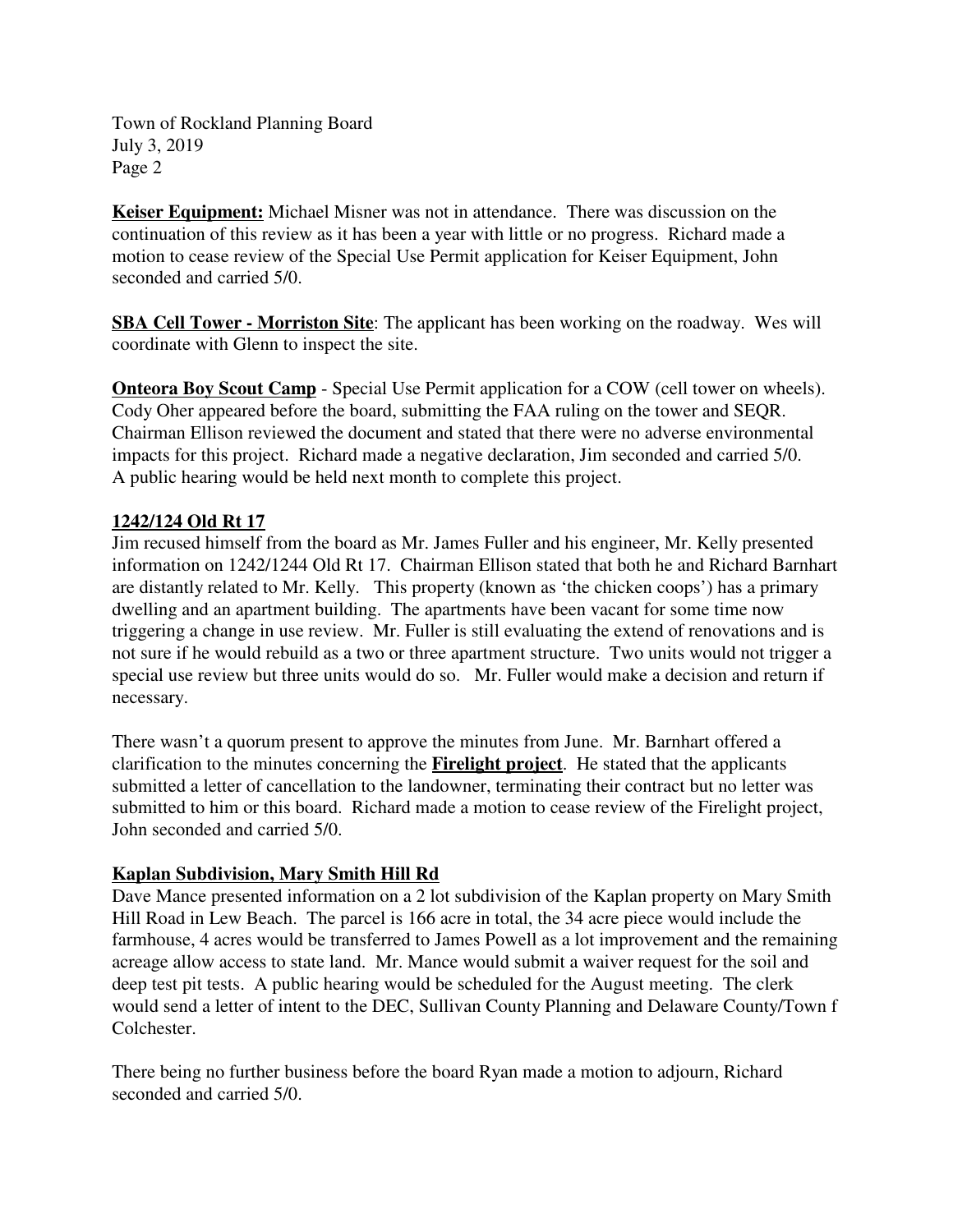**Keiser Equipment:** Michael Misner was not in attendance. There was discussion on the continuation of this review as it has been a year with little or no progress. Richard made a motion to cease review of the Special Use Permit application for Keiser Equipment, John seconded and carried 5/0.

**SBA Cell Tower - Morriston Site**: The applicant has been working on the roadway. Wes will coordinate with Glenn to inspect the site.

**Onteora Boy Scout Camp** - Special Use Permit application for a COW (cell tower on wheels). Cody Oher appeared before the board, submitting the FAA ruling on the tower and SEQR. Chairman Ellison reviewed the document and stated that there were no adverse environmental impacts for this project. Richard made a negative declaration, Jim seconded and carried 5/0. A public hearing would be held next month to complete this project.

**1242/124 Old Rt 17**

Jim recused himself from the board as Mr. James Fuller and his engineer, Mr. Kelly presented information on 1242/1244 Old Rt 17. Chairman Ellison stated that both he and Richard Barnhart are distantly related to Mr. Kelly. This property (known as 'the chicken coops') has a primary dwelling and an apartment building. The apartments have been vacant for some time now triggering a change in use review. Mr. Fuller is still evaluating the extend of renovations and is not sure if he would rebuild as a two or three apartment structure. Two units would not trigger a special use review but three units would do so. Mr. Fuller would make a decision and return if necessary.

There wasn't a quorum present to approve the minutes from June. Mr. Barnhart offered a clarification to the minutes concerning the **Firelight project**. He stated that the applicants submitted a letter of cancellation to the landowner, terminating their contract but no letter was submitted to him or this board. Richard made a motion to cease review of the Firelight project, John seconded and carried 5/0.

**Kaplan Subdivision, Mary Smith Hill Rd**

Dave Mance presented information on a 2 lot subdivision of the Kaplan property on Mary Smith Hill Road in Lew Beach. The parcel is 166 acre in total, the 34 acre piece would include the farmhouse, 4 acres would be transferred to James Powell as a lot improvement and the remaining acreage allow access to state land. Mr. Mance would submit a waiver request for the soil and deep test pit tests. A public hearing would be scheduled for the August meeting. The clerk would send a letter of intent to the DEC, Sullivan County Planning and Delaware County/Town f Colchester.

There being no further business before the board Ryan made a motion to adjourn, Richard seconded and carried 5/0.